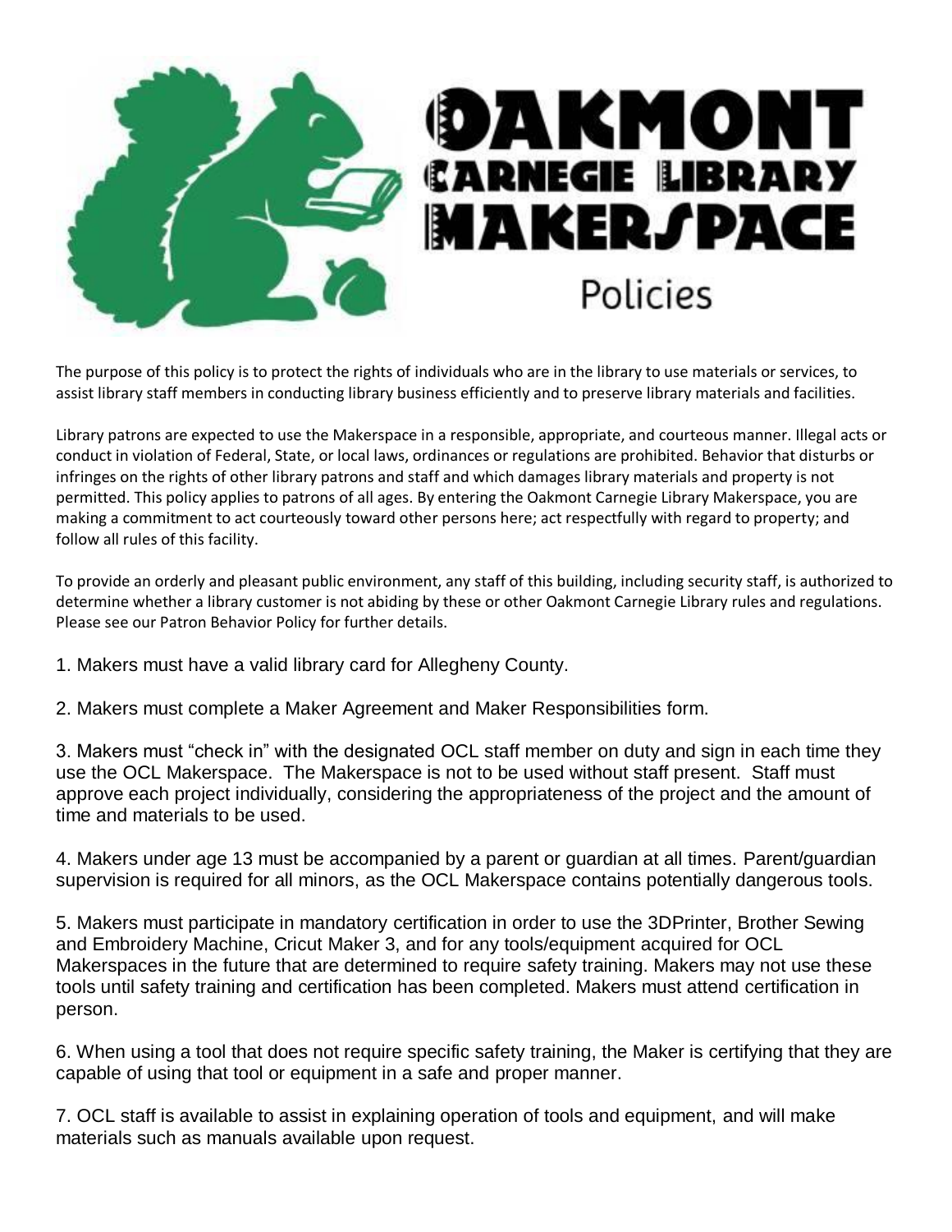# Oakmont Carnegie Library Makerspace

## Policies

The purpose of this policy is to protect the rights of individuals who are in the library to use materials or services, to assist library staff members in conducting library business efficiently and to preserve library materials and facilities.

Library patrons are expected to use the Makerspace in a responsible, appropriate, and courteous manner. Illegal acts or conduct in violation of Federal, State, or local laws, ordinances or regulations are prohibited. Behavior that disturbs or infringes on the rights of other library patrons and staff and which damages library materials and property is not permitted. This policy applies to patrons of all ages. By entering the Oakmont Carnegie Library Makerspace, you are making a commitment to act courteously toward other persons here; act respectfully with regard to property; and follow all rules of this facility.

To provide an orderly and pleasant public environment, any staff of this building, including security staff, is authorized to determine whether a library customer is not abiding by these or other Oakmont Carnegie Library rules and regulations. Please see our Patron Behavior Policy for further details.

1. Makers must have a valid library card for Allegheny County.

2. Makers must complete a Maker Agreement and Maker Responsibilities form.

3. Makers must “check in” with the designated OCL staff member on duty and sign in each time they use the OCL Makerspace. The Makerspace is not to be used without staff present. Staff must approve each project individually, considering the appropriateness of the project and the amount of time and materials to be used.

4. Makers under age 13 must be accompanied by a parent or guardian at all times. Parent/guardian supervision is required for all minors, as the OCL Makerspace contains potentially dangerous tools.

5. Makers must participate in mandatory certification in order to use the 3DPrinter, Brother Sewing and Embroidery Machine, Cricut Maker 3, and for any tools/equipment acquired for OCL Makerspaces in the future that are determined to require safety training. Makers may not use these tools until safety training and certification has been completed. Makers must attend certification in person.

6. When using a tool that does not require specific safety training, the Maker is certifying that they are capable of using that tool or equipment in a safe and proper manner.

7. OCL staff is available to assist in explaining operation of tools and equipment, and will make materials such as manuals available upon request.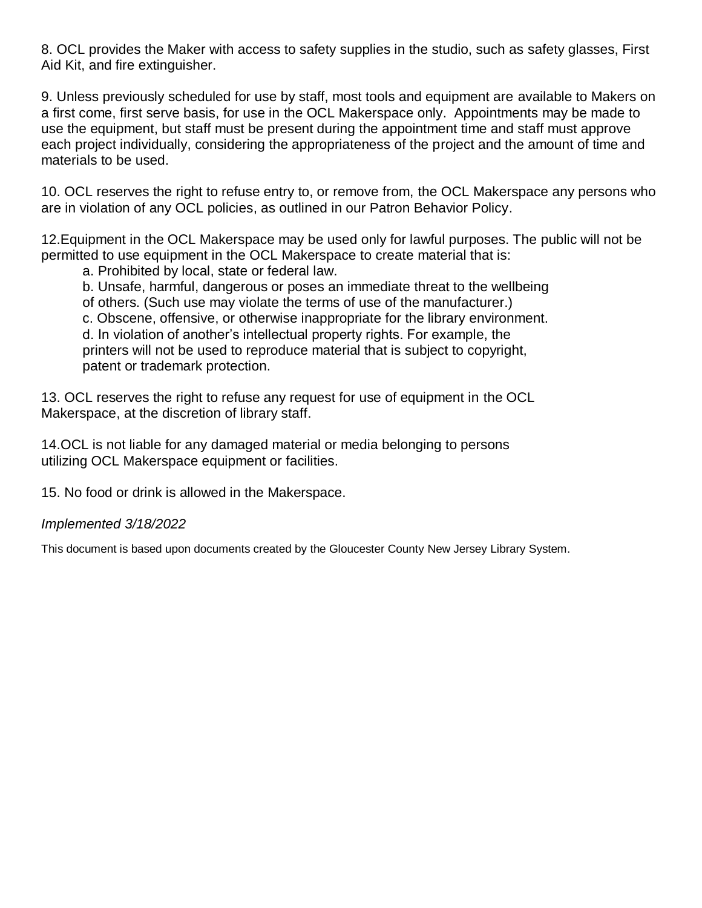8. OCL provides the Maker with access to safety supplies in the studio, such as safety glasses, First Aid Kit, and fire extinguisher.

9. Unless previously scheduled for use by staff, most tools and equipment are available to Makers on a first come, first serve basis, for use in the OCL Makerspace only. Appointments may be made to use the equipment, but staff must be present during the appointment time and staff must approve each project individually, considering the appropriateness of the project and the amount of time and materials to be used.

10. OCL reserves the right to refuse entry to, or remove from, the OCL Makerspace any persons who are in violation of any OCL policies, as outlined in our Patron Behavior Policy.

12.Equipment in the OCL Makerspace may be used only for lawful purposes. The public will not be permitted to use equipment in the OCL Makerspace to create material that is:

a. Prohibited by local, state or federal law.
b. Unsafe, harmful, dangerous or poses an immediate threat to the wellbeing of others. (Such use may violate the terms of use of the manufacturer.)
c. Obscene, offensive, or otherwise inappropriate for the library environment.
d. In violation of another's intellectual property rights. For example, the printers will not be used to reproduce material that is subject to copyright, patent or trademark protection.

13. OCL reserves the right to refuse any request for use of equipment in the OCL Makerspace, at the discretion of library staff.

14.OCL is not liable for any damaged material or media belonging to persons utilizing OCL Makerspace equipment or facilities.

15. No food or drink is allowed in the Makerspace.

*Implemented 3/18/2022*

This document is based upon documents created by the Gloucester County New Jersey Library System.